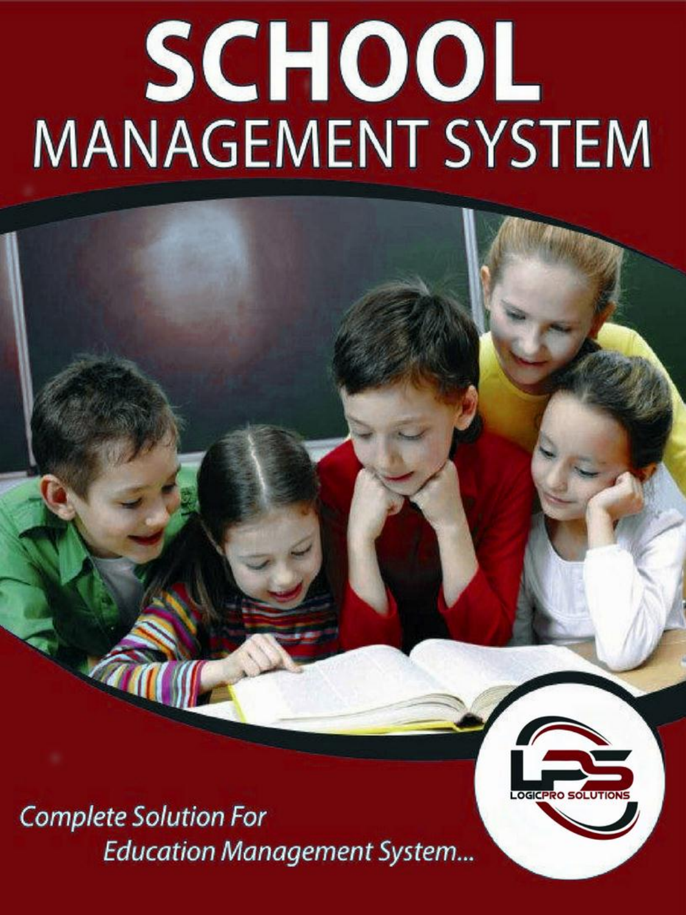# SCHOOL

## MANAGEMENT SYSTEM

LPS
LOGICPRO SOLUTIONS

*Complete Solution For Education Management System...*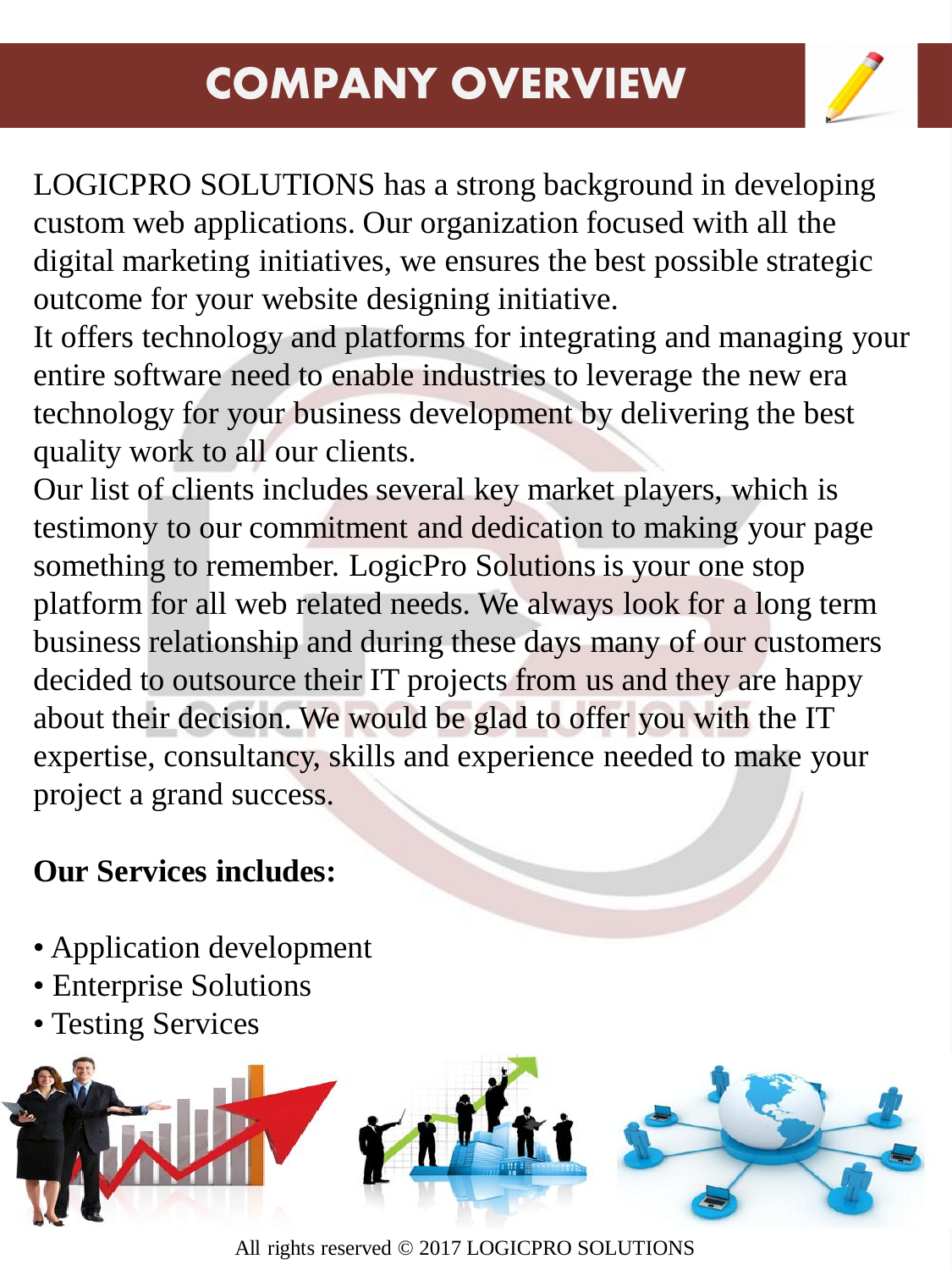# COMPANY OVERVIEW

LOGICPRO SOLUTIONS has a strong background in developing custom web applications. Our organization focused with all the digital marketing initiatives, we ensures the best possible strategic outcome for your website designing initiative.
It offers technology and platforms for integrating and managing your entire software need to enable industries to leverage the new era technology for your business development by delivering the best quality work to all our clients.
Our list of clients includes several key market players, which is testimony to our commitment and dedication to making your page something to remember. LogicPro Solutions is your one stop platform for all web related needs. We always look for a long term business relationship and during these days many of our customers decided to outsource their IT projects from us and they are happy about their decision. We would be glad to offer you with the IT expertise, consultancy, skills and experience needed to make your project a grand success.

**Our Services includes:**

- Application development
- Enterprise Solutions
- Testing Services

All rights reserved © 2017 LOGICPRO SOLUTIONS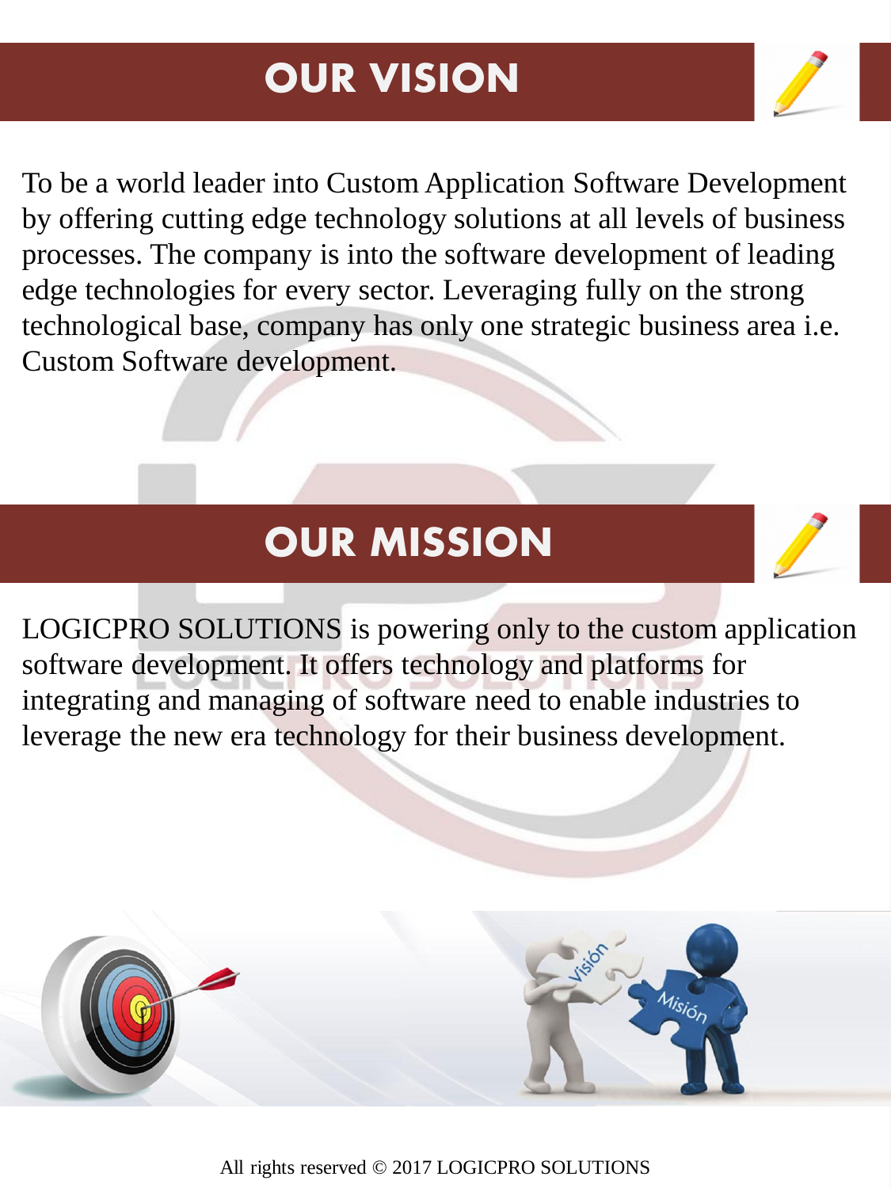# OUR VISION

To be a world leader into Custom Application Software Development by offering cutting edge technology solutions at all levels of business processes. The company is into the software development of leading edge technologies for every sector. Leveraging fully on the strong technological base, company has only one strategic business area i.e. Custom Software development.

# OUR MISSION

LOGICPRO SOLUTIONS is powering only to the custom application software development. It offers technology and platforms for integrating and managing of software need to enable industries to leverage the new era technology for their business development.

All rights reserved © 2017 LOGICPRO SOLUTIONS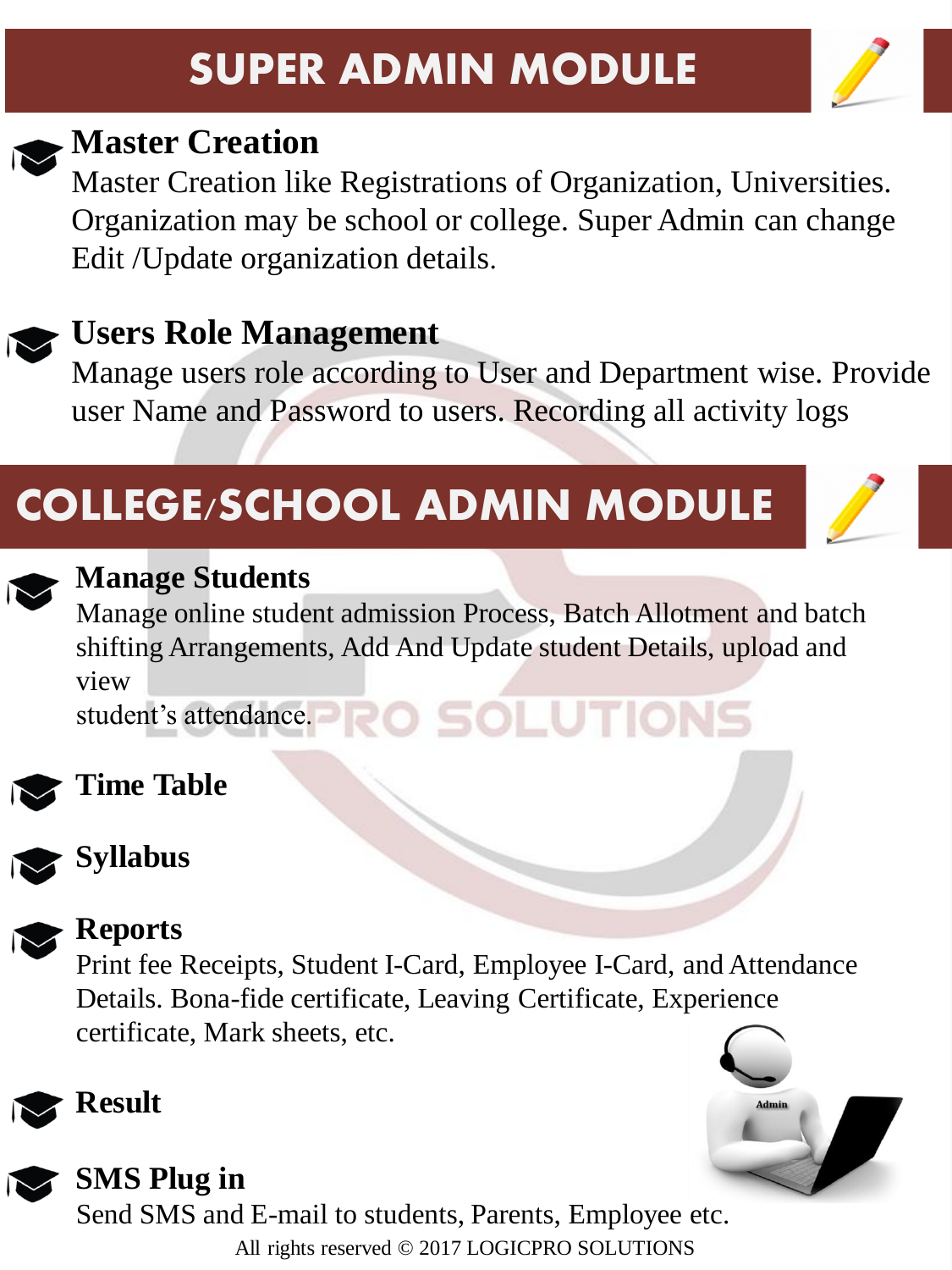# SUPER ADMIN MODULE

### Master Creation

Master Creation like Registrations of Organization, Universities. Organization may be school or college. Super Admin can change Edit /Update organization details.

### Users Role Management

Manage users role according to User and Department wise. Provide user Name and Password to users. Recording all activity logs

# COLLEGE/SCHOOL ADMIN MODULE

### Manage Students

Manage online student admission Process, Batch Allotment and batch shifting Arrangements, Add And Update student Details, upload and view
student's attendance.

### Time Table

### Syllabus

### Reports

Print fee Receipts, Student I-Card, Employee I-Card, and Attendance Details. Bona-fide certificate, Leaving Certificate, Experience certificate, Mark sheets, etc.

### Result

### SMS Plug in

Send SMS and E-mail to students, Parents, Employee etc.

All rights reserved © 2017 LOGICPRO SOLUTIONS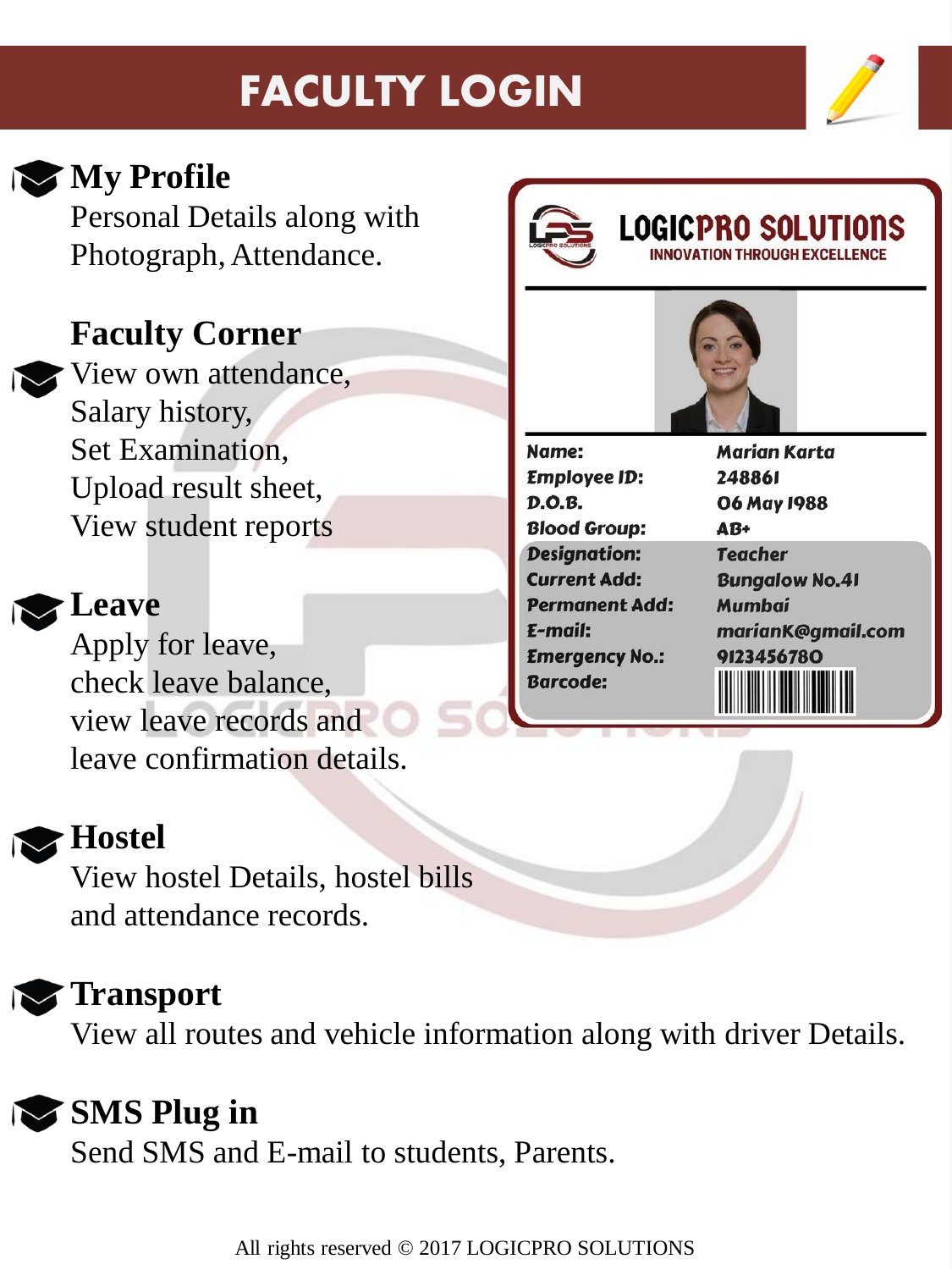# FACULTY LOGIN

## My Profile

Personal Details along with Photograph, Attendance.

## Faculty Corner

View own attendance,
Salary history,
Set Examination,
Upload result sheet,
View student reports

**LOGICPRO SOLUTIONS**
INNOVATION THROUGH EXCELLENCE

| | |
|---|---|
| Name: | Marian Karta |
| Employee ID: | 248861 |
| D.O.B. | 06 May 1988 |
| Blood Group: | AB+ |
| Designation: | Teacher |
| Current Add: | Bungalow No.41 |
| Permanent Add: | Mumbai |
| E-mail: | mariank@gmail.com |
| Emergency No.: | 9123456780 |
| Barcode: | |

## Leave

Apply for leave,
check leave balance,
view leave records and
leave confirmation details.

## Hostel

View hostel Details, hostel bills and attendance records.

## Transport

View all routes and vehicle information along with driver Details.

## SMS Plug in

Send SMS and E-mail to students, Parents.

All rights reserved © 2017 LOGICPRO SOLUTIONS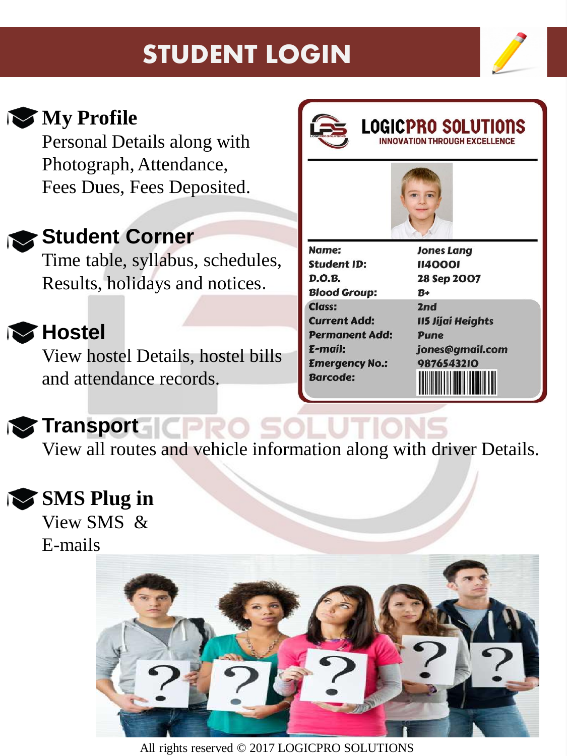# STUDENT LOGIN

## My Profile

Personal Details along with Photograph, Attendance, Fees Dues, Fees Deposited.

## Student Corner

Time table, syllabus, schedules, Results, holidays and notices.

## Hostel

View hostel Details, hostel bills and attendance records.

**LOGICPRO SOLUTIONS**
INNOVATION THROUGH EXCELLENCE

| | |
|---|---|
| Name: | Jones Lang |
| Student ID: | 1140001 |
| D.O.B. | 28 Sep 2007 |
| Blood Group: | B+ |
| Class: | 2nd |
| Current Add: | 115 Jijai Heights |
| Permanent Add: | Pune |
| E-mail: | jones@gmail.com |
| Emergency No.: | 9876543210 |
| Barcode: | |

## Transport

View all routes and vehicle information along with driver Details.

## SMS Plug in

View SMS & E-mails

All rights reserved © 2017 LOGICPRO SOLUTIONS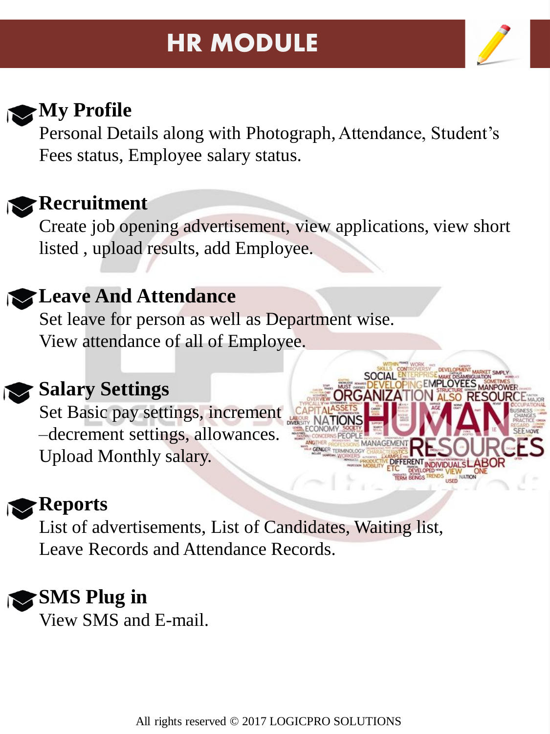# HR MODULE

## My Profile

Personal Details along with Photograph, Attendance, Student's Fees status, Employee salary status.

## Recruitment

Create job opening advertisement, view applications, view short listed , upload results, add Employee.

## Leave And Attendance

Set leave for person as well as Department wise.
View attendance of all of Employee.

## Salary Settings

Set Basic pay settings, increment –decrement settings, allowances.
Upload Monthly salary.

## Reports

List of advertisements, List of Candidates, Waiting list, Leave Records and Attendance Records.

## SMS Plug in

View SMS and E-mail.

All rights reserved © 2017 LOGICPRO SOLUTIONS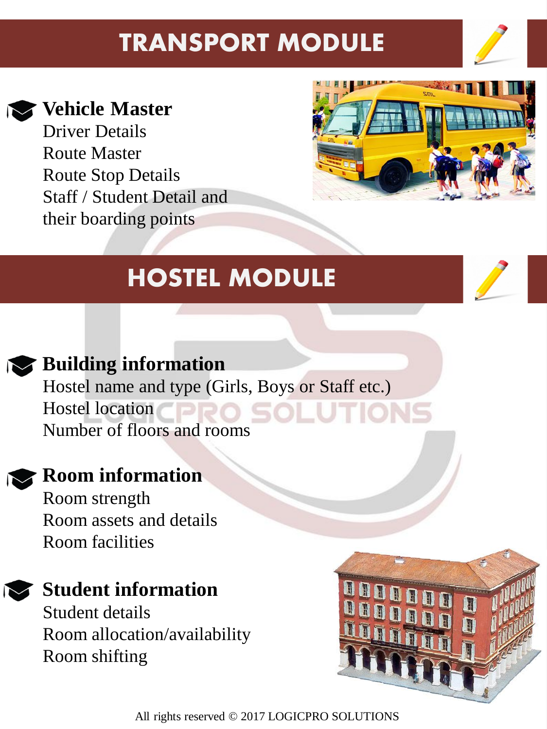# TRANSPORT MODULE

**Vehicle Master**

- Driver Details
- Route Master
- Route Stop Details
- Staff / Student Detail and their boarding points

# HOSTEL MODULE

**Building information**

- Hostel name and type (Girls, Boys or Staff etc.)
- Hostel location
- Number of floors and rooms

**Room information**

- Room strength
- Room assets and details
- Room facilities

**Student information**

- Student details
- Room allocation/availability
- Room shifting

All rights reserved © 2017 LOGICPRO SOLUTIONS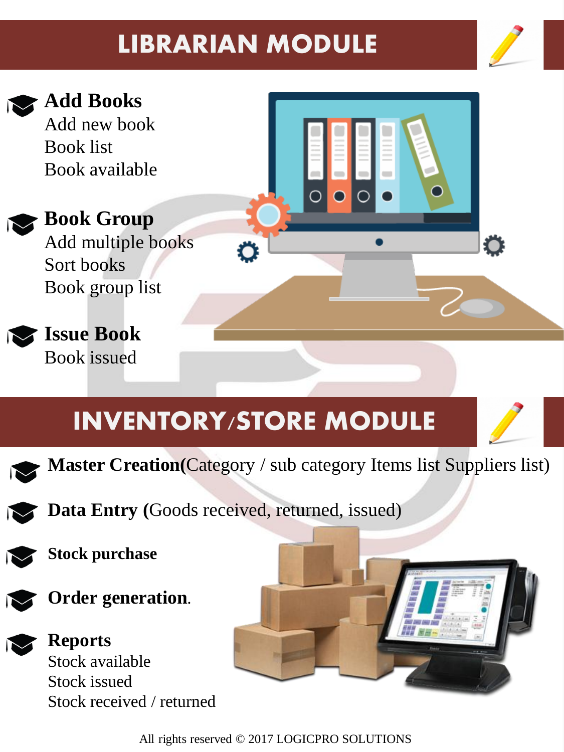# LIBRARIAN MODULE

- **Add Books**
  - Add new book
  - Book list
  - Book available
- **Book Group**
  - Add multiple books
  - Sort books
  - Book group list
- **Issue Book**
  - Book issued

# INVENTORY/STORE MODULE

- **Master Creation(**Category / sub category Items list Suppliers list)
- **Data Entry (**Goods received, returned, issued)
- **Stock purchase**
- **Order generation**.
- **Reports**
  - Stock available
  - Stock issued
  - Stock received / returned

All rights reserved © 2017 LOGICPRO SOLUTIONS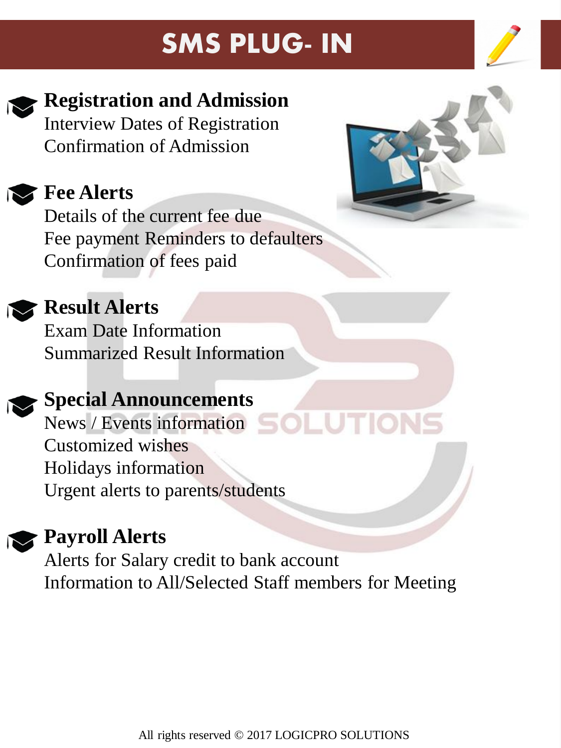# SMS PLUG- IN

## Registration and Admission

Interview Dates of Registration
Confirmation of Admission

## Fee Alerts

Details of the current fee due
Fee payment Reminders to defaulters
Confirmation of fees paid

## Result Alerts

Exam Date Information
Summarized Result Information

## Special Announcements

News / Events information
Customized wishes
Holidays information
Urgent alerts to parents/students

## Payroll Alerts

Alerts for Salary credit to bank account
Information to All/Selected Staff members for Meeting

All rights reserved © 2017 LOGICPRO SOLUTIONS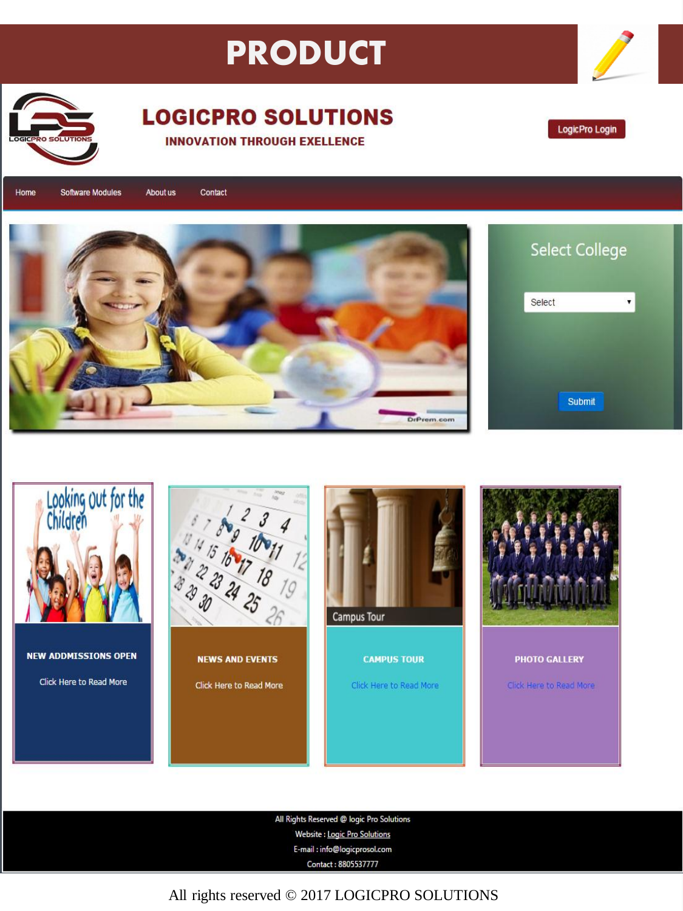# PRODUCT

## LOGICPRO SOLUTIONS

**INNOVATION THROUGH EXELLENCE**

LogicPro Login

Home | Software Modules | About us | Contact

Select College

Select

Submit

**NEW ADDISSIONS OPEN**

Click Here to Read More

**NEWS AND EVENTS**

Click Here to Read More

Campus Tour

**CAMPUS TOUR**

Click Here to Read More

**PHOTO GALLERY**

Click Here to Read More

All Rights Reserved @ logic Pro Solutions

Website : Logic Pro Solutions

E-mail : info@logicprosol.com

Contact : 8805537777

All rights reserved © 2017 LOGICPRO SOLUTIONS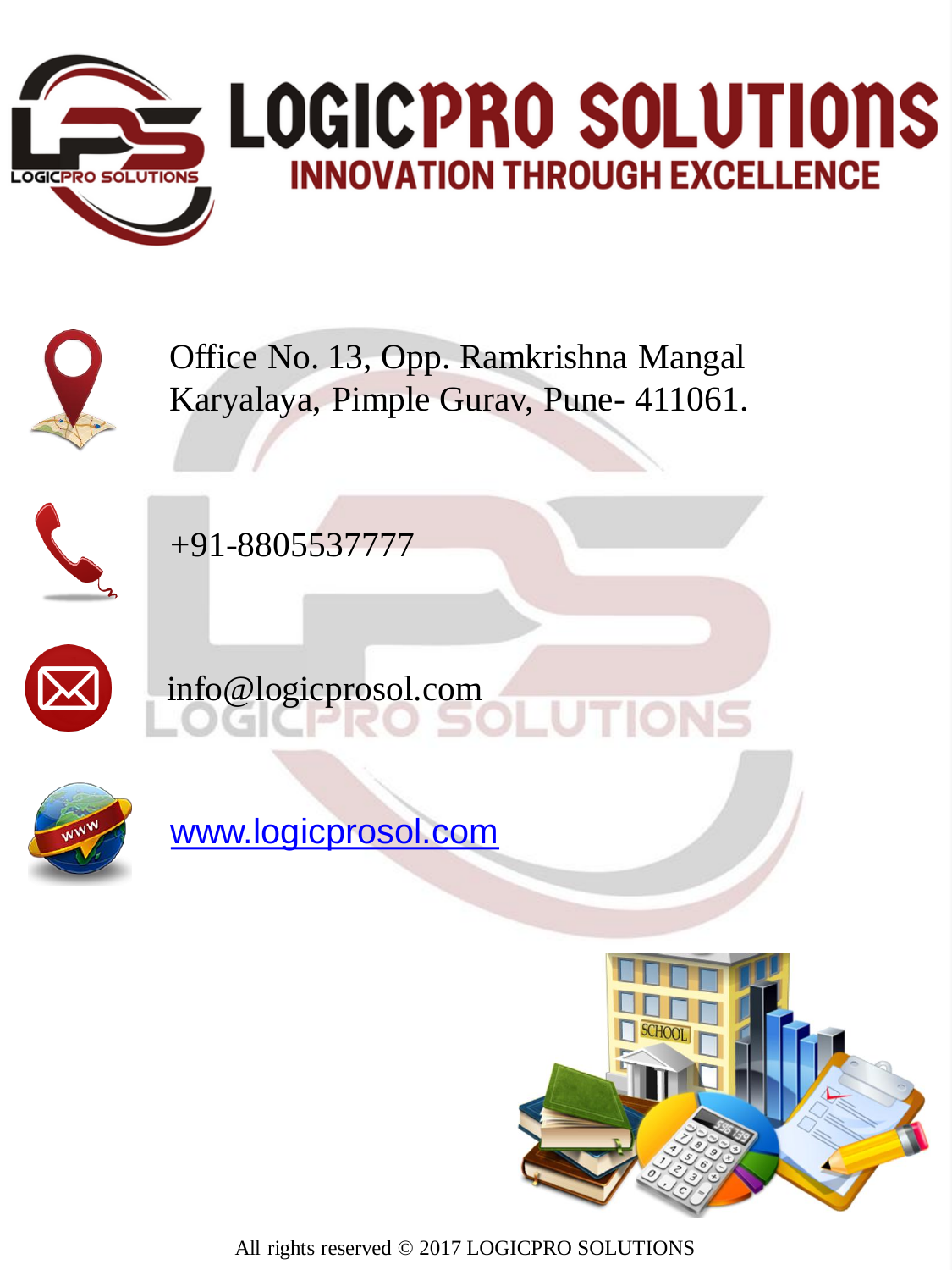# LOGICPRO SOLUTIONS

## INNOVATION THROUGH EXCELLENCE

Office No. 13, Opp. Ramkrishna Mangal Karyalaya, Pimple Gurav, Pune- 411061.

+91-8805537777

info@logicprosol.com

www.logicprosol.com

All rights reserved © 2017 LOGICPRO SOLUTIONS